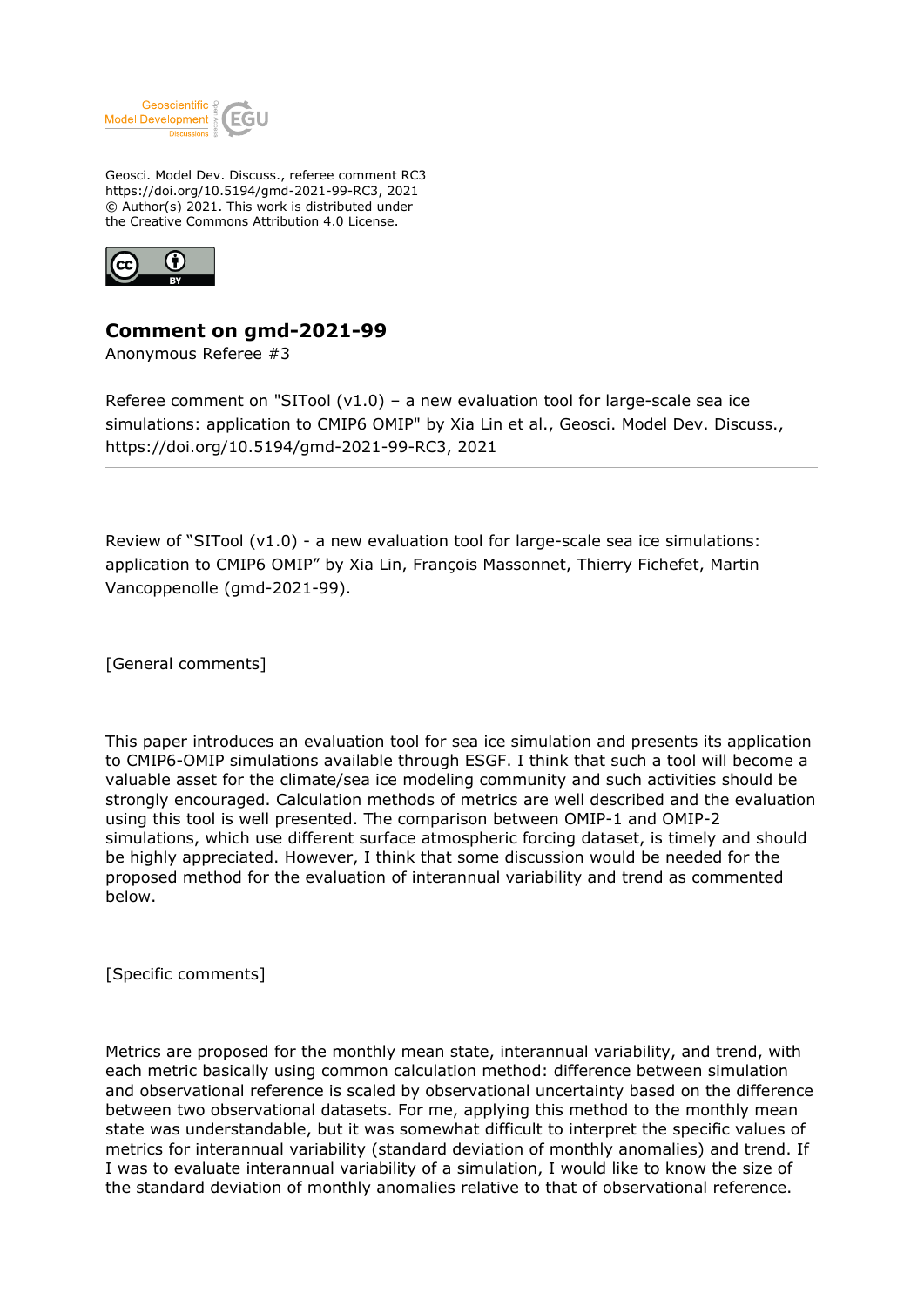Geosci. Model Dev. Discuss., referee comment RC3
https://doi.org/10.5194/gmd-2021-99-RC3, 2021
© Author(s) 2021. This work is distributed under
the Creative Commons Attribution 4.0 License.

# Comment on gmd-2021-99

Anonymous Referee #3

Referee comment on "SITool (v1.0) – a new evaluation tool for large-scale sea ice simulations: application to CMIP6 OMIP" by Xia Lin et al., Geosci. Model Dev. Discuss., https://doi.org/10.5194/gmd-2021-99-RC3, 2021

Review of “SITool (v1.0) - a new evaluation tool for large-scale sea ice simulations: application to CMIP6 OMIP” by Xia Lin, François Massonnet, Thierry Fichefet, Martin Vancoppenolle (gmd-2021-99).

[General comments]

This paper introduces an evaluation tool for sea ice simulation and presents its application to CMIP6-OMIP simulations available through ESGF. I think that such a tool will become a valuable asset for the climate/sea ice modeling community and such activities should be strongly encouraged. Calculation methods of metrics are well described and the evaluation using this tool is well presented. The comparison between OMIP-1 and OMIP-2 simulations, which use different surface atmospheric forcing dataset, is timely and should be highly appreciated. However, I think that some discussion would be needed for the proposed method for the evaluation of interannual variability and trend as commented below.

[Specific comments]

Metrics are proposed for the monthly mean state, interannual variability, and trend, with each metric basically using common calculation method: difference between simulation and observational reference is scaled by observational uncertainty based on the difference between two observational datasets. For me, applying this method to the monthly mean state was understandable, but it was somewhat difficult to interpret the specific values of metrics for interannual variability (standard deviation of monthly anomalies) and trend. If I was to evaluate interannual variability of a simulation, I would like to know the size of the standard deviation of monthly anomalies relative to that of observational reference.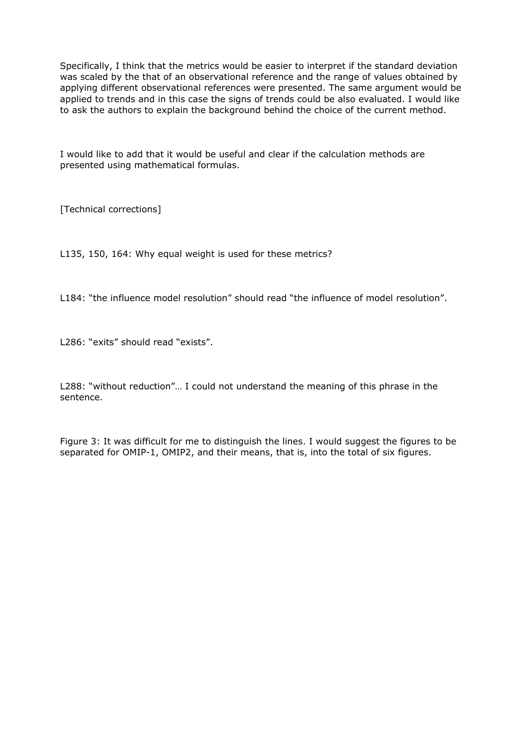Specifically, I think that the metrics would be easier to interpret if the standard deviation was scaled by the that of an observational reference and the range of values obtained by applying different observational references were presented. The same argument would be applied to trends and in this case the signs of trends could be also evaluated. I would like to ask the authors to explain the background behind the choice of the current method.

I would like to add that it would be useful and clear if the calculation methods are presented using mathematical formulas.

[Technical corrections]

L135, 150, 164: Why equal weight is used for these metrics?

L184: "the influence model resolution" should read "the influence of model resolution".

L286: "exits" should read "exists".

L288: "without reduction"… I could not understand the meaning of this phrase in the sentence.

Figure 3: It was difficult for me to distinguish the lines. I would suggest the figures to be separated for OMIP-1, OMIP2, and their means, that is, into the total of six figures.